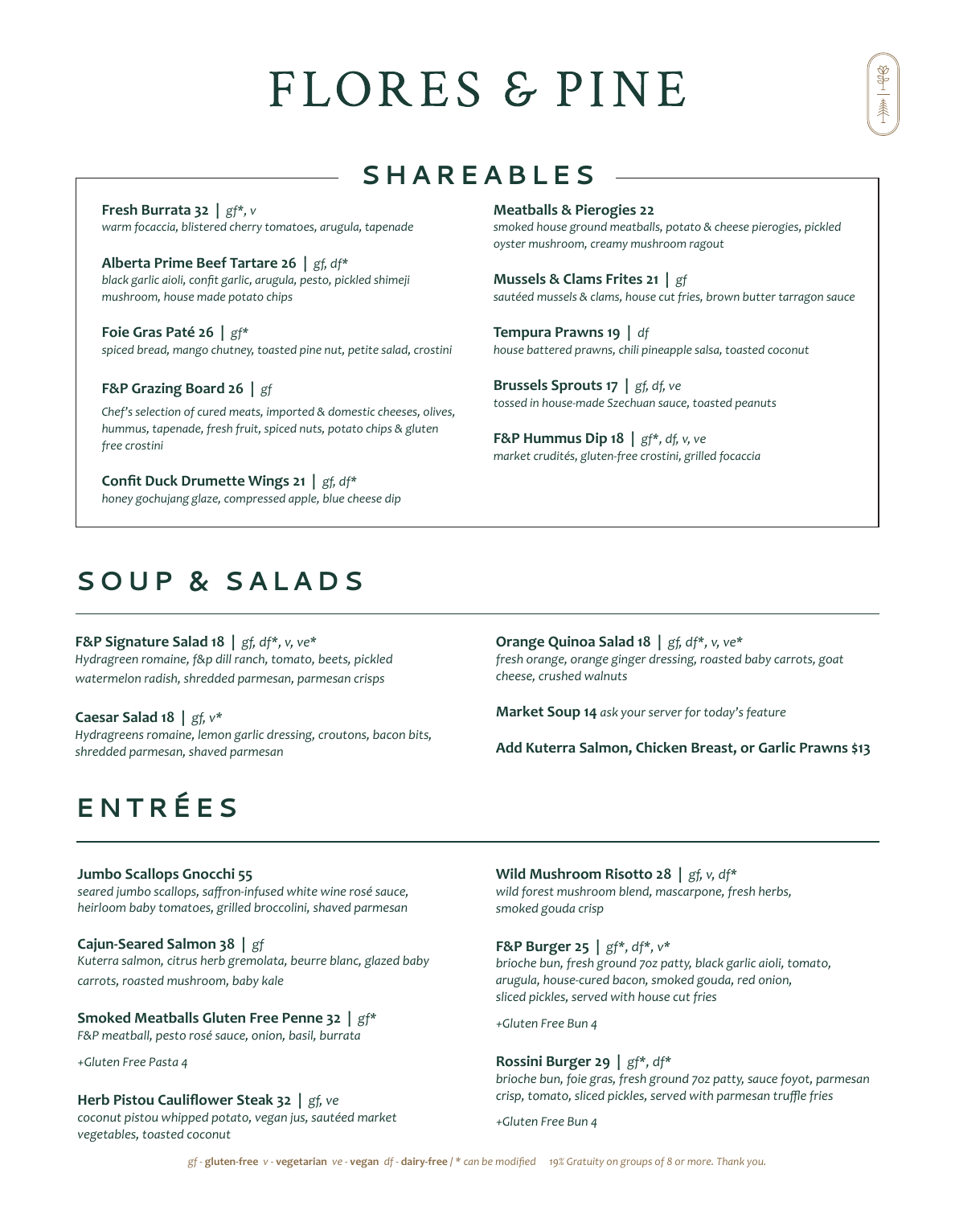# FLORES & PINE

## SHAREABLES

**Fresh Burrata 32 |** *gf*, v*
*warm focaccia, blistered cherry tomatoes, arugula, tapenade*

**Alberta Prime Beef Tartare 26 |** *gf, df**
*black garlic aioli, confit garlic, arugula, pesto, pickled shimeji mushroom, house made potato chips*

**Foie Gras Paté 26 |** *gf**
*spiced bread, mango chutney, toasted pine nut, petite salad, crostini*

**F&P Grazing Board 26 |** *gf*
*Chef's selection of cured meats, imported & domestic cheeses, olives, hummus, tapenade, fresh fruit, spiced nuts, potato chips & gluten free crostini*

**Confit Duck Drumette Wings 21 |** *gf, df**
*honey gochujang glaze, compressed apple, blue cheese dip*

**Meatballs & Pierogies 22**
*smoked house ground meatballs, potato & cheese pierogies, pickled oyster mushroom, creamy mushroom ragout*

**Mussels & Clams Frites 21 |** *gf*
*sautéed mussels & clams, house cut fries, brown butter tarragon sauce*

**Tempura Prawns 19 |** *df*
*house battered prawns, chili pineapple salsa, toasted coconut*

**Brussels Sprouts 17 |** *gf, df, ve*
*tossed in house-made Szechuan sauce, toasted peanuts*

**F&P Hummus Dip 18 |** *gf*, df, v, ve*
*market crudités, gluten-free crostini, grilled focaccia*

## SOUP & SALADS

**F&P Signature Salad 18 |** *gf, df*, v, ve**
*Hydragreen romaine, f&p dill ranch, tomato, beets, pickled watermelon radish, shredded parmesan, parmesan crisps*

**Caesar Salad 18 |** *gf, v**
*Hydragreens romaine, lemon garlic dressing, croutons, bacon bits, shredded parmesan, shaved parmesan*

**Orange Quinoa Salad 18 |** *gf, df*, v, ve**
*fresh orange, orange ginger dressing, roasted baby carrots, goat cheese, crushed walnuts*

**Market Soup 14** *ask your server for today's feature*

**Add Kuterra Salmon, Chicken Breast, or Garlic Prawns $13**

## ENTRÉES

**Jumbo Scallops Gnocchi 55**
*seared jumbo scallops, saffron-infused white wine rosé sauce, heirloom baby tomatoes, grilled broccolini, shaved parmesan*

**Cajun-Seared Salmon 38 |** *gf*
*Kuterra salmon, citrus herb gremolata, beurre blanc, glazed baby carrots, roasted mushroom, baby kale*

**Smoked Meatballs Gluten Free Penne 32 |** *gf**
*F&P meatball, pesto rosé sauce, onion, basil, burrata*

*+Gluten Free Pasta 4*

**Herb Pistou Cauliflower Steak 32 |** *gf, ve*
*coconut pistou whipped potato, vegan jus, sautéed market vegetables, toasted coconut*

**Wild Mushroom Risotto 28 |** *gf, v, df**
*wild forest mushroom blend, mascarpone, fresh herbs, smoked gouda crisp*

**F&P Burger 25 |** *gf*, df*, v**
*brioche bun, fresh ground 7oz patty, black garlic aioli, tomato, arugula, house-cured bacon, smoked gouda, red onion, sliced pickles, served with house cut fries*

*+Gluten Free Bun 4*

**Rossini Burger 29 |** *gf*, df**
*brioche bun, foie gras, fresh ground 7oz patty, sauce foyot, parmesan crisp, tomato, sliced pickles, served with parmesan truffle fries*

*+Gluten Free Bun 4*

*gf* - **gluten-free** *v* - **vegetarian** *ve* - **vegan** *df* - **dairy-free** / * *can be modified*    *19% Gratuity on groups of 8 or more. Thank you.*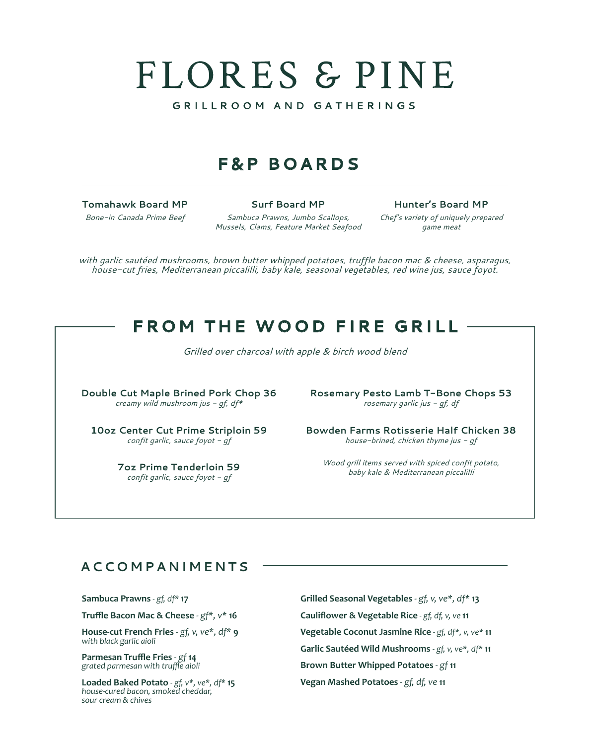# FLORES & PINE

GRILLROOM AND GATHERINGS

## F&P BOARDS

**Tomahawk Board MP**
*Bone-in Canada Prime Beef*

**Surf Board MP**
*Sambuca Prawns, Jumbo Scallops, Mussels, Clams, Feature Market Seafood*

**Hunter's Board MP**
*Chef's variety of uniquely prepared game meat*

*with garlic sautéed mushrooms, brown butter whipped potatoes, truffle bacon mac & cheese, asparagus, house-cut fries, Mediterranean piccalilli, baby kale, seasonal vegetables, red wine jus, sauce foyot.*

## FROM THE WOOD FIRE GRILL

*Grilled over charcoal with apple & birch wood blend*

**Double Cut Maple Brined Pork Chop 36**
*creamy wild mushroom jus - gf, df**

**10oz Center Cut Prime Striploin 59**
*confit garlic, sauce foyot - gf*

**7oz Prime Tenderloin 59**
*confit garlic, sauce foyot - gf*

**Rosemary Pesto Lamb T-Bone Chops 53**
*rosemary garlic jus - gf, df*

**Bowden Farms Rotisserie Half Chicken 38**
*house-brined, chicken thyme jus - gf*

*Wood grill items served with spiced confit potato, baby kale & Mediterranean piccalilli*

## ACCOMPANIMENTS

**Sambuca Prawns** - *gf, df** **17**

**Truffle Bacon Mac & Cheese** - *gf*, v** **16**

**House-cut French Fries** - *gf, v, ve*, df** **9**
*with black garlic aioli*

**Parmesan Truffle Fries** - *gf* **14**
*grated parmesan with truffle aioli*

**Loaded Baked Potato** - *gf, v*, ve*, df** **15**
*house-cured bacon, smoked cheddar, sour cream & chives*

**Grilled Seasonal Vegetables** - *gf, v, ve*, df** **13**

**Cauliflower & Vegetable Rice** - *gf, df, v, ve* **11**

**Vegetable Coconut Jasmine Rice** - *gf, df*, v, ve** **11**

**Garlic Sautéed Wild Mushrooms** - *gf, v, ve*, df** **11**

**Brown Butter Whipped Potatoes** - *gf* **11**

**Vegan Mashed Potatoes** - *gf, df, ve* **11**